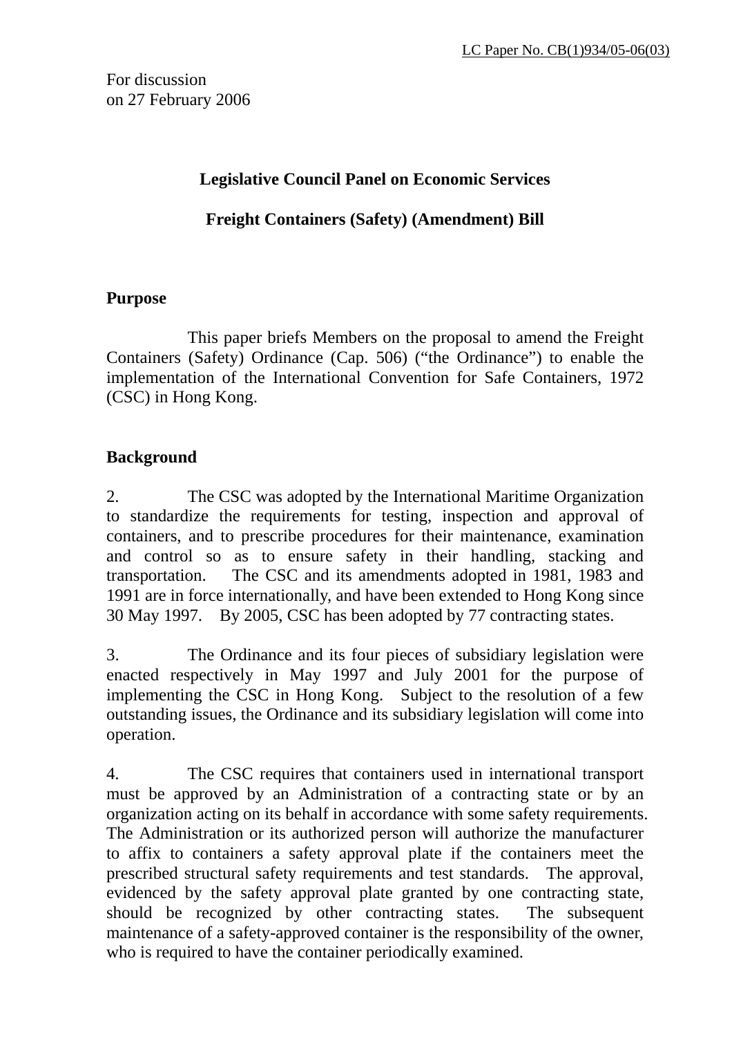LC Paper No. CB(1)934/05-06(03)

For discussion
on 27 February 2006

**Legislative Council Panel on Economic Services**

**Freight Containers (Safety) (Amendment) Bill**

**Purpose**

This paper briefs Members on the proposal to amend the Freight Containers (Safety) Ordinance (Cap. 506) ("the Ordinance") to enable the implementation of the International Convention for Safe Containers, 1972 (CSC) in Hong Kong.

**Background**

2. The CSC was adopted by the International Maritime Organization to standardize the requirements for testing, inspection and approval of containers, and to prescribe procedures for their maintenance, examination and control so as to ensure safety in their handling, stacking and transportation. The CSC and its amendments adopted in 1981, 1983 and 1991 are in force internationally, and have been extended to Hong Kong since 30 May 1997. By 2005, CSC has been adopted by 77 contracting states.

3. The Ordinance and its four pieces of subsidiary legislation were enacted respectively in May 1997 and July 2001 for the purpose of implementing the CSC in Hong Kong. Subject to the resolution of a few outstanding issues, the Ordinance and its subsidiary legislation will come into operation.

4. The CSC requires that containers used in international transport must be approved by an Administration of a contracting state or by an organization acting on its behalf in accordance with some safety requirements. The Administration or its authorized person will authorize the manufacturer to affix to containers a safety approval plate if the containers meet the prescribed structural safety requirements and test standards. The approval, evidenced by the safety approval plate granted by one contracting state, should be recognized by other contracting states. The subsequent maintenance of a safety-approved container is the responsibility of the owner, who is required to have the container periodically examined.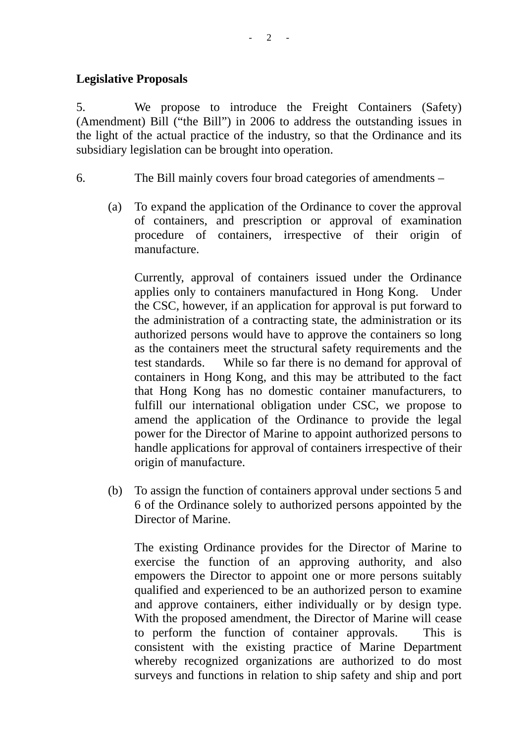**Legislative Proposals**

5. We propose to introduce the Freight Containers (Safety) (Amendment) Bill ("the Bill") in 2006 to address the outstanding issues in the light of the actual practice of the industry, so that the Ordinance and its subsidiary legislation can be brought into operation.

6. The Bill mainly covers four broad categories of amendments –

(a) To expand the application of the Ordinance to cover the approval of containers, and prescription or approval of examination procedure of containers, irrespective of their origin of manufacture.

   Currently, approval of containers issued under the Ordinance applies only to containers manufactured in Hong Kong. Under the CSC, however, if an application for approval is put forward to the administration of a contracting state, the administration or its authorized persons would have to approve the containers so long as the containers meet the structural safety requirements and the test standards. While so far there is no demand for approval of containers in Hong Kong, and this may be attributed to the fact that Hong Kong has no domestic container manufacturers, to fulfill our international obligation under CSC, we propose to amend the application of the Ordinance to provide the legal power for the Director of Marine to appoint authorized persons to handle applications for approval of containers irrespective of their origin of manufacture.

(b) To assign the function of containers approval under sections 5 and 6 of the Ordinance solely to authorized persons appointed by the Director of Marine.

   The existing Ordinance provides for the Director of Marine to exercise the function of an approving authority, and also empowers the Director to appoint one or more persons suitably qualified and experienced to be an authorized person to examine and approve containers, either individually or by design type. With the proposed amendment, the Director of Marine will cease to perform the function of container approvals. This is consistent with the existing practice of Marine Department whereby recognized organizations are authorized to do most surveys and functions in relation to ship safety and ship and port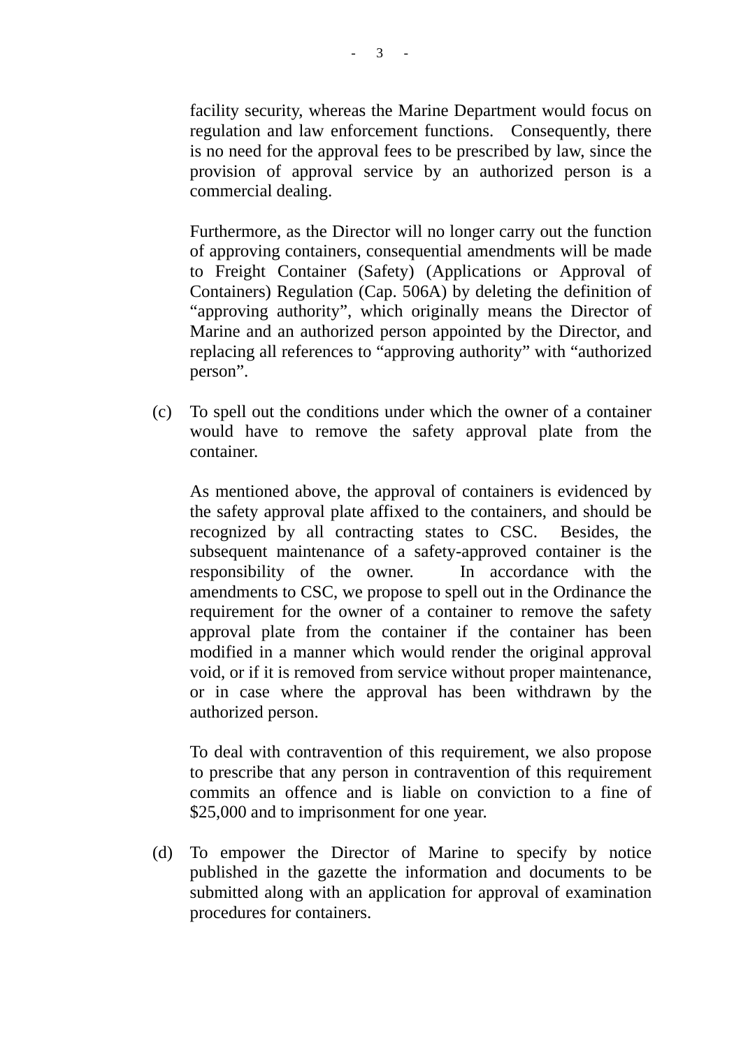facility security, whereas the Marine Department would focus on regulation and law enforcement functions. Consequently, there is no need for the approval fees to be prescribed by law, since the provision of approval service by an authorized person is a commercial dealing.

Furthermore, as the Director will no longer carry out the function of approving containers, consequential amendments will be made to Freight Container (Safety) (Applications or Approval of Containers) Regulation (Cap. 506A) by deleting the definition of “approving authority”, which originally means the Director of Marine and an authorized person appointed by the Director, and replacing all references to “approving authority” with “authorized person”.

(c) To spell out the conditions under which the owner of a container would have to remove the safety approval plate from the container.

As mentioned above, the approval of containers is evidenced by the safety approval plate affixed to the containers, and should be recognized by all contracting states to CSC. Besides, the subsequent maintenance of a safety-approved container is the responsibility of the owner. In accordance with the amendments to CSC, we propose to spell out in the Ordinance the requirement for the owner of a container to remove the safety approval plate from the container if the container has been modified in a manner which would render the original approval void, or if it is removed from service without proper maintenance, or in case where the approval has been withdrawn by the authorized person.

To deal with contravention of this requirement, we also propose to prescribe that any person in contravention of this requirement commits an offence and is liable on conviction to a fine of $25,000 and to imprisonment for one year.

(d) To empower the Director of Marine to specify by notice published in the gazette the information and documents to be submitted along with an application for approval of examination procedures for containers.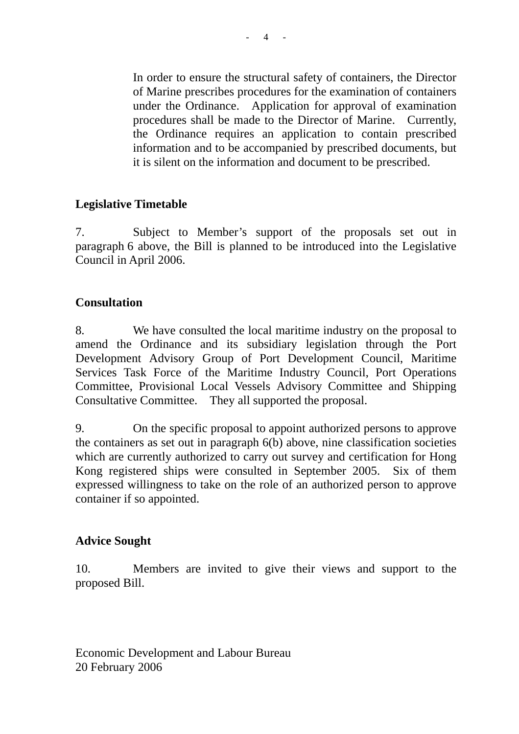In order to ensure the structural safety of containers, the Director of Marine prescribes procedures for the examination of containers under the Ordinance. Application for approval of examination procedures shall be made to the Director of Marine. Currently, the Ordinance requires an application to contain prescribed information and to be accompanied by prescribed documents, but it is silent on the information and document to be prescribed.

**Legislative Timetable**

7. Subject to Member's support of the proposals set out in paragraph 6 above, the Bill is planned to be introduced into the Legislative Council in April 2006.

**Consultation**

8. We have consulted the local maritime industry on the proposal to amend the Ordinance and its subsidiary legislation through the Port Development Advisory Group of Port Development Council, Maritime Services Task Force of the Maritime Industry Council, Port Operations Committee, Provisional Local Vessels Advisory Committee and Shipping Consultative Committee. They all supported the proposal.

9. On the specific proposal to appoint authorized persons to approve the containers as set out in paragraph 6(b) above, nine classification societies which are currently authorized to carry out survey and certification for Hong Kong registered ships were consulted in September 2005. Six of them expressed willingness to take on the role of an authorized person to approve container if so appointed.

**Advice Sought**

10. Members are invited to give their views and support to the proposed Bill.

Economic Development and Labour Bureau
20 February 2006